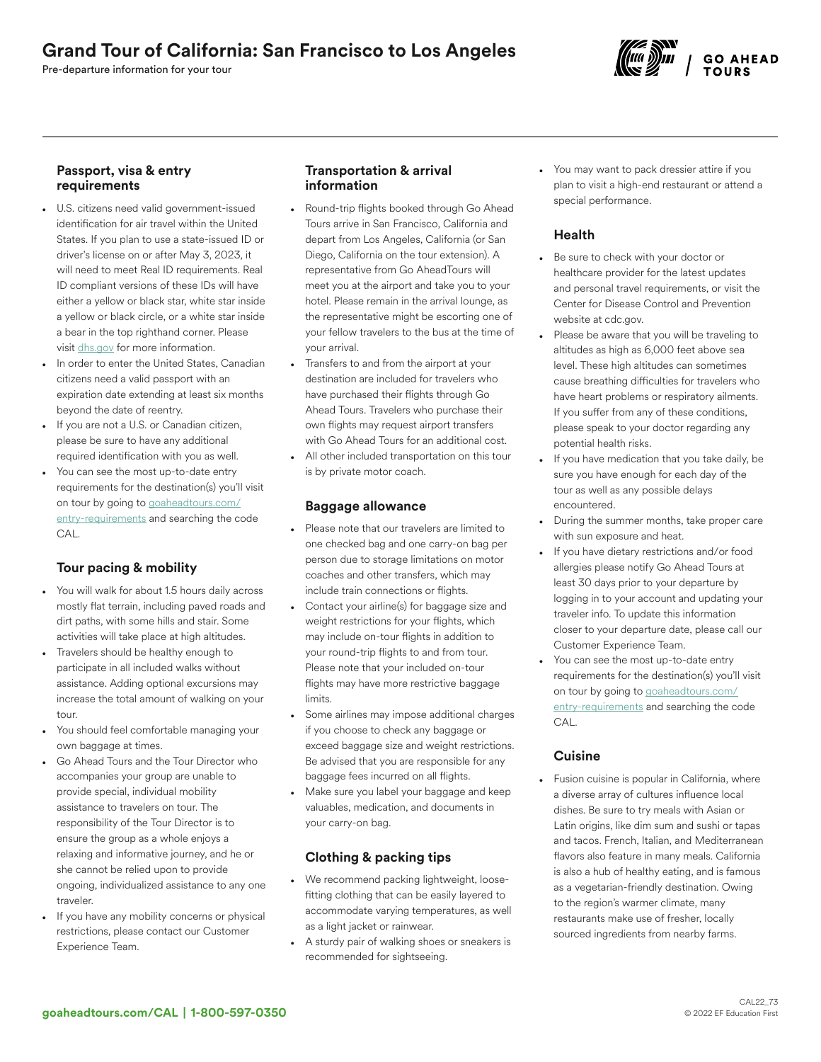# Grand Tour of California: San Francisco to Los Angeles

Pre-departure information for your tour

### Passport, visa & entry requirements

- U.S. citizens need valid government-issued identification for air travel within the United States. If you plan to use a state-issued ID or driver's license on or after May 3, 2023, it will need to meet Real ID requirements. Real ID compliant versions of these IDs will have either a yellow or black star, white star inside a yellow or black circle, or a white star inside a bear in the top righthand corner. Please visit dhs.gov for more information.
- In order to enter the United States, Canadian citizens need a valid passport with an expiration date extending at least six months beyond the date of reentry.
- If you are not a U.S. or Canadian citizen, please be sure to have any additional required identification with you as well.
- You can see the most up-to-date entry requirements for the destination(s) you'll visit on tour by going to goaheadtours.com/entry-requirements and searching the code CAL.

### Tour pacing & mobility

- You will walk for about 1.5 hours daily across mostly flat terrain, including paved roads and dirt paths, with some hills and stair. Some activities will take place at high altitudes.
- Travelers should be healthy enough to participate in all included walks without assistance. Adding optional excursions may increase the total amount of walking on your tour.
- You should feel comfortable managing your own baggage at times.
- Go Ahead Tours and the Tour Director who accompanies your group are unable to provide special, individual mobility assistance to travelers on tour. The responsibility of the Tour Director is to ensure the group as a whole enjoys a relaxing and informative journey, and he or she cannot be relied upon to provide ongoing, individualized assistance to any one traveler.
- If you have any mobility concerns or physical restrictions, please contact our Customer Experience Team.

### Transportation & arrival information

- Round-trip flights booked through Go Ahead Tours arrive in San Francisco, California and depart from Los Angeles, California (or San Diego, California on the tour extension). A representative from Go AheadTours will meet you at the airport and take you to your hotel. Please remain in the arrival lounge, as the representative might be escorting one of your fellow travelers to the bus at the time of your arrival.
- Transfers to and from the airport at your destination are included for travelers who have purchased their flights through Go Ahead Tours. Travelers who purchase their own flights may request airport transfers with Go Ahead Tours for an additional cost.
- All other included transportation on this tour is by private motor coach.

### Baggage allowance

- Please note that our travelers are limited to one checked bag and one carry-on bag per person due to storage limitations on motor coaches and other transfers, which may include train connections or flights.
- Contact your airline(s) for baggage size and weight restrictions for your flights, which may include on-tour flights in addition to your round-trip flights to and from tour. Please note that your included on-tour flights may have more restrictive baggage limits.
- Some airlines may impose additional charges if you choose to check any baggage or exceed baggage size and weight restrictions. Be advised that you are responsible for any baggage fees incurred on all flights.
- Make sure you label your baggage and keep valuables, medication, and documents in your carry-on bag.

### Clothing & packing tips

- We recommend packing lightweight, loose-fitting clothing that can be easily layered to accommodate varying temperatures, as well as a light jacket or rainwear.
- A sturdy pair of walking shoes or sneakers is recommended for sightseeing.
- You may want to pack dressier attire if you plan to visit a high-end restaurant or attend a special performance.

### Health

- Be sure to check with your doctor or healthcare provider for the latest updates and personal travel requirements, or visit the Center for Disease Control and Prevention website at cdc.gov.
- Please be aware that you will be traveling to altitudes as high as 6,000 feet above sea level. These high altitudes can sometimes cause breathing difficulties for travelers who have heart problems or respiratory ailments. If you suffer from any of these conditions, please speak to your doctor regarding any potential health risks.
- If you have medication that you take daily, be sure you have enough for each day of the tour as well as any possible delays encountered.
- During the summer months, take proper care with sun exposure and heat.
- If you have dietary restrictions and/or food allergies please notify Go Ahead Tours at least 30 days prior to your departure by logging in to your account and updating your traveler info. To update this information closer to your departure date, please call our Customer Experience Team.
- You can see the most up-to-date entry requirements for the destination(s) you'll visit on tour by going to goaheadtours.com/entry-requirements and searching the code CAL.

### Cuisine

- Fusion cuisine is popular in California, where a diverse array of cultures influence local dishes. Be sure to try meals with Asian or Latin origins, like dim sum and sushi or tapas and tacos. French, Italian, and Mediterranean flavors also feature in many meals. California is also a hub of healthy eating, and is famous as a vegetarian-friendly destination. Owing to the region's warmer climate, many restaurants make use of fresher, locally sourced ingredients from nearby farms.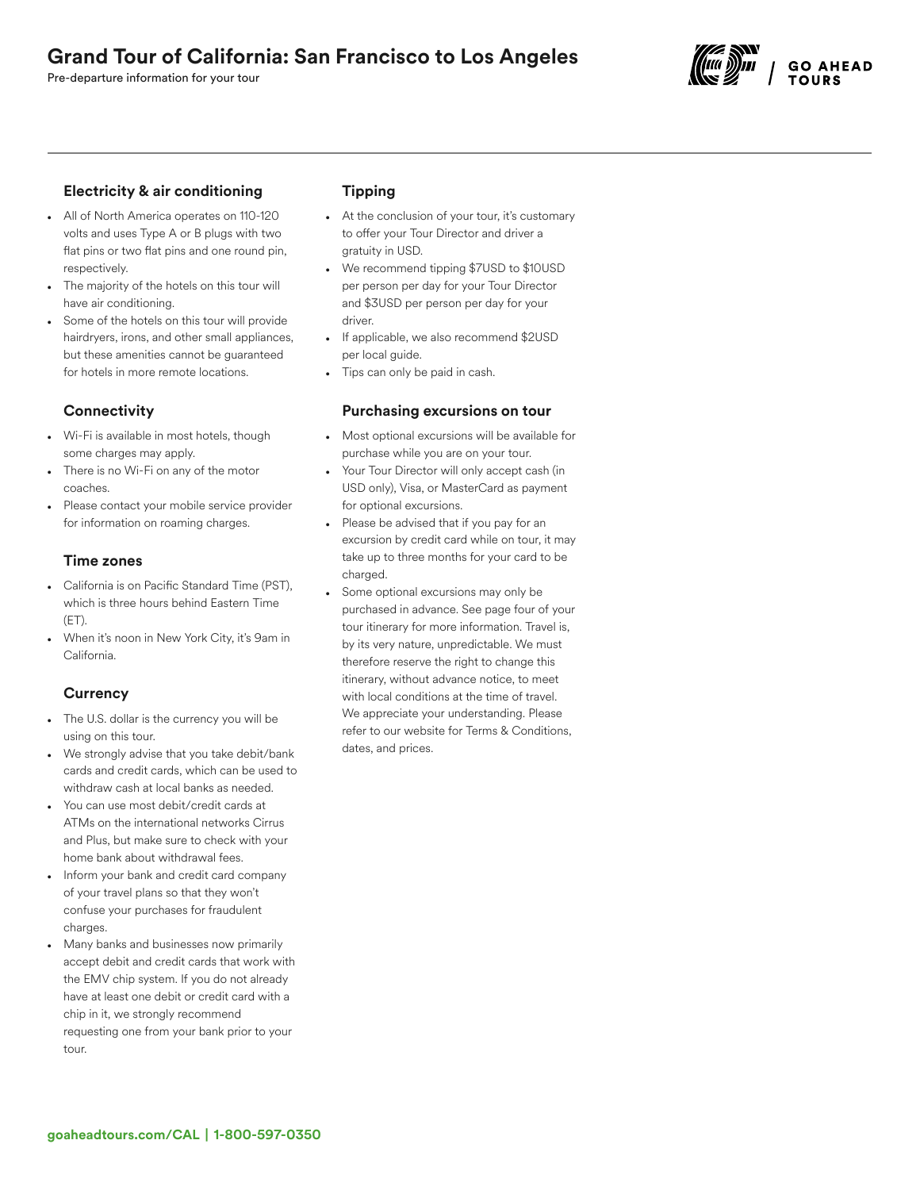# Grand Tour of California: San Francisco to Los Angeles

Pre-departure information for your tour

### Electricity & air conditioning

- All of North America operates on 110-120 volts and uses Type A or B plugs with two flat pins or two flat pins and one round pin, respectively.
- The majority of the hotels on this tour will have air conditioning.
- Some of the hotels on this tour will provide hairdryers, irons, and other small appliances, but these amenities cannot be guaranteed for hotels in more remote locations.

### Connectivity

- Wi-Fi is available in most hotels, though some charges may apply.
- There is no Wi-Fi on any of the motor coaches.
- Please contact your mobile service provider for information on roaming charges.

### Time zones

- California is on Pacific Standard Time (PST), which is three hours behind Eastern Time (ET).
- When it's noon in New York City, it's 9am in California.

### Currency

- The U.S. dollar is the currency you will be using on this tour.
- We strongly advise that you take debit/bank cards and credit cards, which can be used to withdraw cash at local banks as needed.
- You can use most debit/credit cards at ATMs on the international networks Cirrus and Plus, but make sure to check with your home bank about withdrawal fees.
- Inform your bank and credit card company of your travel plans so that they won't confuse your purchases for fraudulent charges.
- Many banks and businesses now primarily accept debit and credit cards that work with the EMV chip system. If you do not already have at least one debit or credit card with a chip in it, we strongly recommend requesting one from your bank prior to your tour.

### Tipping

- At the conclusion of your tour, it's customary to offer your Tour Director and driver a gratuity in USD.
- We recommend tipping $7USD to $10USD per person per day for your Tour Director and $3USD per person per day for your driver.
- If applicable, we also recommend $2USD per local guide.
- Tips can only be paid in cash.

### Purchasing excursions on tour

- Most optional excursions will be available for purchase while you are on your tour.
- Your Tour Director will only accept cash (in USD only), Visa, or MasterCard as payment for optional excursions.
- Please be advised that if you pay for an excursion by credit card while on tour, it may take up to three months for your card to be charged.
- Some optional excursions may only be purchased in advance. See page four of your tour itinerary for more information. Travel is, by its very nature, unpredictable. We must therefore reserve the right to change this itinerary, without advance notice, to meet with local conditions at the time of travel. We appreciate your understanding. Please refer to our website for Terms & Conditions, dates, and prices.

goaheadtours.com/CAL | 1-800-597-0350